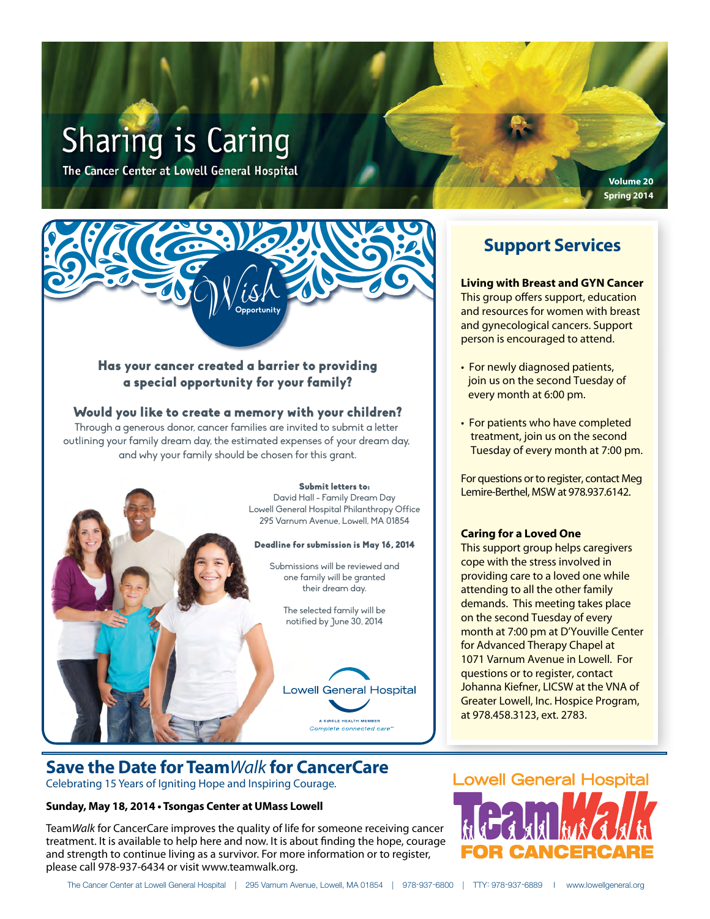# Sharing is Caring

**The Cancer Center at Lowell General Hospital**

**Volume 20**
**Spring 2014**

## Wish Opportunity

### Has your cancer created a barrier to providing a special opportunity for your family?

### Would you like to create a memory with your children?

Through a generous donor, cancer families are invited to submit a letter outlining your family dream day, the estimated expenses of your dream day, and why your family should be chosen for this grant.

**Submit letters to:**
David Hall - Family Dream Day
Lowell General Hospital Philanthropy Office
295 Varnum Avenue, Lowell, MA 01854

**Deadline for submission is May 16, 2014**

Submissions will be reviewed and one family will be granted their dream day.

The selected family will be notified by June 30, 2014

Lowell General Hospital
A CIRCLE HEALTH MEMBER
*Complete connected care™*

## Support Services

**Living with Breast and GYN Cancer**
This group offers support, education and resources for women with breast and gynecological cancers. Support person is encouraged to attend.

- For newly diagnosed patients, join us on the second Tuesday of every month at 6:00 pm.
- For patients who have completed treatment, join us on the second Tuesday of every month at 7:00 pm.

For questions or to register, contact Meg Lemire-Berthel, MSW at 978.937.6142.

**Caring for a Loved One**
This support group helps caregivers cope with the stress involved in providing care to a loved one while attending to all the other family demands. This meeting takes place on the second Tuesday of every month at 7:00 pm at D'Youville Center for Advanced Therapy Chapel at 1071 Varnum Avenue in Lowell. For questions or to register, contact Johanna Kiefner, LICSW at the VNA of Greater Lowell, Inc. Hospice Program, at 978.458.3123, ext. 2783.

## Save the Date for Team*Walk* for CancerCare

Celebrating 15 Years of Igniting Hope and Inspiring Courage.

**Sunday, May 18, 2014 • Tsongas Center at UMass Lowell**

Team*Walk* for CancerCare improves the quality of life for someone receiving cancer treatment. It is available to help here and now. It is about finding the hope, courage and strength to continue living as a survivor. For more information or to register, please call 978-937-6434 or visit www.teamwalk.org.

Lowell General Hospital TeamWalk FOR CANCERCARE

The Cancer Center at Lowell General Hospital | 295 Varnum Avenue, Lowell, MA 01854 | 978-937-6800 | TTY: 978-937-6889 | www.lowellgeneral.org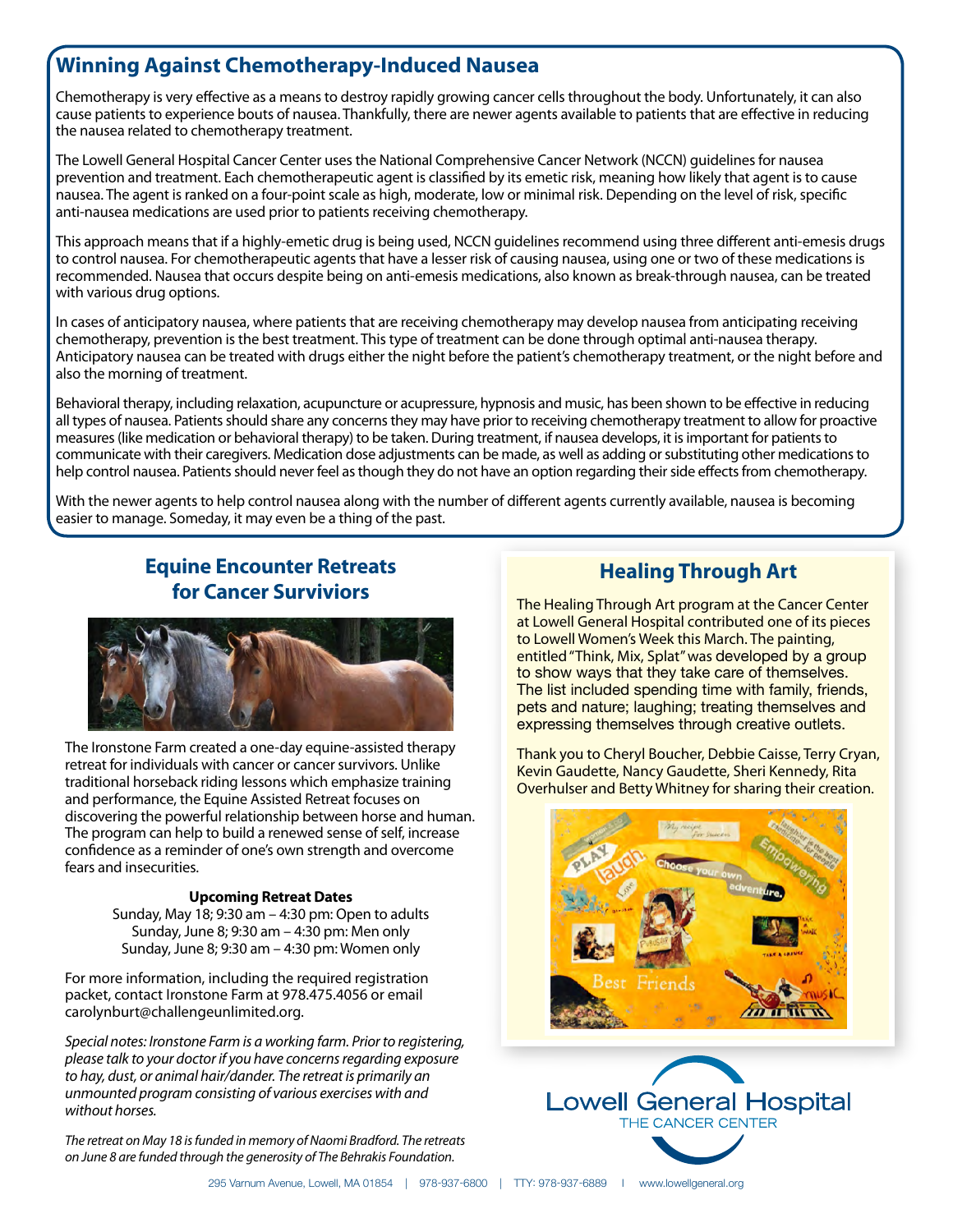## Winning Against Chemotherapy-Induced Nausea

Chemotherapy is very effective as a means to destroy rapidly growing cancer cells throughout the body. Unfortunately, it can also cause patients to experience bouts of nausea. Thankfully, there are newer agents available to patients that are effective in reducing the nausea related to chemotherapy treatment.

The Lowell General Hospital Cancer Center uses the National Comprehensive Cancer Network (NCCN) guidelines for nausea prevention and treatment. Each chemotherapeutic agent is classified by its emetic risk, meaning how likely that agent is to cause nausea. The agent is ranked on a four-point scale as high, moderate, low or minimal risk. Depending on the level of risk, specific anti-nausea medications are used prior to patients receiving chemotherapy.

This approach means that if a highly-emetic drug is being used, NCCN guidelines recommend using three different anti-emesis drugs to control nausea. For chemotherapeutic agents that have a lesser risk of causing nausea, using one or two of these medications is recommended. Nausea that occurs despite being on anti-emesis medications, also known as break-through nausea, can be treated with various drug options.

In cases of anticipatory nausea, where patients that are receiving chemotherapy may develop nausea from anticipating receiving chemotherapy, prevention is the best treatment. This type of treatment can be done through optimal anti-nausea therapy. Anticipatory nausea can be treated with drugs either the night before the patient's chemotherapy treatment, or the night before and also the morning of treatment.

Behavioral therapy, including relaxation, acupuncture or acupressure, hypnosis and music, has been shown to be effective in reducing all types of nausea. Patients should share any concerns they may have prior to receiving chemotherapy treatment to allow for proactive measures (like medication or behavioral therapy) to be taken. During treatment, if nausea develops, it is important for patients to communicate with their caregivers. Medication dose adjustments can be made, as well as adding or substituting other medications to help control nausea. Patients should never feel as though they do not have an option regarding their side effects from chemotherapy.

With the newer agents to help control nausea along with the number of different agents currently available, nausea is becoming easier to manage. Someday, it may even be a thing of the past.

## Equine Encounter Retreats for Cancer Survivors

The Ironstone Farm created a one-day equine-assisted therapy retreat for individuals with cancer or cancer survivors. Unlike traditional horseback riding lessons which emphasize training and performance, the Equine Assisted Retreat focuses on discovering the powerful relationship between horse and human. The program can help to build a renewed sense of self, increase confidence as a reminder of one's own strength and overcome fears and insecurities.

**Upcoming Retreat Dates**

Sunday, May 18; 9:30 am – 4:30 pm: Open to adults
Sunday, June 8; 9:30 am – 4:30 pm: Men only
Sunday, June 8; 9:30 am – 4:30 pm: Women only

For more information, including the required registration packet, contact Ironstone Farm at 978.475.4056 or email carolynburt@challengeunlimited.org.

*Special notes: Ironstone Farm is a working farm. Prior to registering, please talk to your doctor if you have concerns regarding exposure to hay, dust, or animal hair/dander. The retreat is primarily an unmounted program consisting of various exercises with and without horses.*

*The retreat on May 18 is funded in memory of Naomi Bradford. The retreats on June 8 are funded through the generosity of The Behrakis Foundation.*

## Healing Through Art

The Healing Through Art program at the Cancer Center at Lowell General Hospital contributed one of its pieces to Lowell Women's Week this March. The painting, entitled "Think, Mix, Splat" was developed by a group to show ways that they take care of themselves. The list included spending time with family, friends, pets and nature; laughing; treating themselves and expressing themselves through creative outlets.

Thank you to Cheryl Boucher, Debbie Caisse, Terry Cryan, Kevin Gaudette, Nancy Gaudette, Sheri Kennedy, Rita Overhulser and Betty Whitney for sharing their creation.

Lowell General Hospital
THE CANCER CENTER

295 Varnum Avenue, Lowell, MA 01854 | 978-937-6800 | TTY: 978-937-6889 | www.lowellgeneral.org